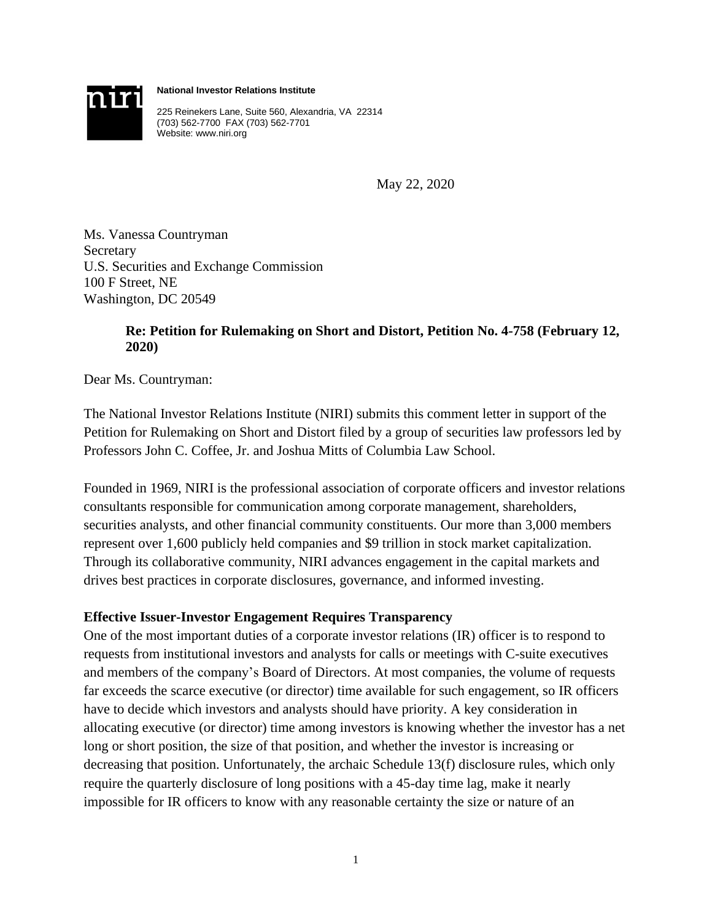**National Investor Relations Institute**

225 Reinekers Lane, Suite 560, Alexandria, VA 22314
(703) 562-7700 FAX (703) 562-7701
Website: www.niri.org

May 22, 2020

Ms. Vanessa Countryman
Secretary
U.S. Securities and Exchange Commission
100 F Street, NE
Washington, DC 20549

**Re: Petition for Rulemaking on Short and Distort, Petition No. 4-758 (February 12, 2020)**

Dear Ms. Countryman:

The National Investor Relations Institute (NIRI) submits this comment letter in support of the Petition for Rulemaking on Short and Distort filed by a group of securities law professors led by Professors John C. Coffee, Jr. and Joshua Mitts of Columbia Law School.

Founded in 1969, NIRI is the professional association of corporate officers and investor relations consultants responsible for communication among corporate management, shareholders, securities analysts, and other financial community constituents. Our more than 3,000 members represent over 1,600 publicly held companies and $9 trillion in stock market capitalization. Through its collaborative community, NIRI advances engagement in the capital markets and drives best practices in corporate disclosures, governance, and informed investing.

**Effective Issuer-Investor Engagement Requires Transparency**

One of the most important duties of a corporate investor relations (IR) officer is to respond to requests from institutional investors and analysts for calls or meetings with C-suite executives and members of the company's Board of Directors. At most companies, the volume of requests far exceeds the scarce executive (or director) time available for such engagement, so IR officers have to decide which investors and analysts should have priority. A key consideration in allocating executive (or director) time among investors is knowing whether the investor has a net long or short position, the size of that position, and whether the investor is increasing or decreasing that position. Unfortunately, the archaic Schedule 13(f) disclosure rules, which only require the quarterly disclosure of long positions with a 45-day time lag, make it nearly impossible for IR officers to know with any reasonable certainty the size or nature of an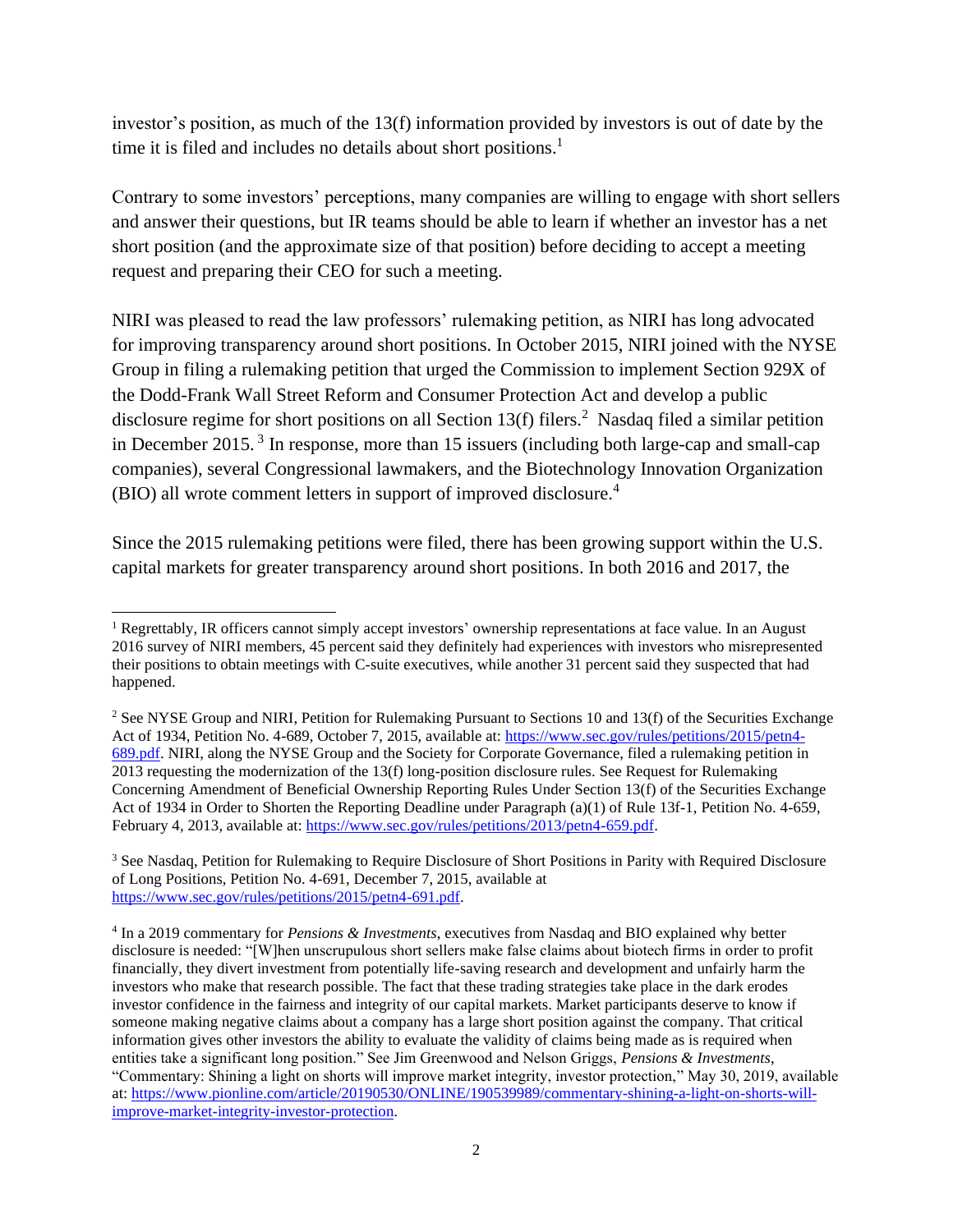investor's position, as much of the 13(f) information provided by investors is out of date by the time it is filed and includes no details about short positions.[1]

Contrary to some investors' perceptions, many companies are willing to engage with short sellers and answer their questions, but IR teams should be able to learn if whether an investor has a net short position (and the approximate size of that position) before deciding to accept a meeting request and preparing their CEO for such a meeting.

NIRI was pleased to read the law professors' rulemaking petition, as NIRI has long advocated for improving transparency around short positions. In October 2015, NIRI joined with the NYSE Group in filing a rulemaking petition that urged the Commission to implement Section 929X of the Dodd-Frank Wall Street Reform and Consumer Protection Act and develop a public disclosure regime for short positions on all Section 13(f) filers.[2] Nasdaq filed a similar petition in December 2015.[3] In response, more than 15 issuers (including both large-cap and small-cap companies), several Congressional lawmakers, and the Biotechnology Innovation Organization (BIO) all wrote comment letters in support of improved disclosure.[4]

Since the 2015 rulemaking petitions were filed, there has been growing support within the U.S. capital markets for greater transparency around short positions. In both 2016 and 2017, the

---

[1] Regrettably, IR officers cannot simply accept investors' ownership representations at face value. In an August 2016 survey of NIRI members, 45 percent said they definitely had experiences with investors who misrepresented their positions to obtain meetings with C-suite executives, while another 31 percent said they suspected that had happened.

[2] See NYSE Group and NIRI, Petition for Rulemaking Pursuant to Sections 10 and 13(f) of the Securities Exchange Act of 1934, Petition No. 4-689, October 7, 2015, available at: https://www.sec.gov/rules/petitions/2015/petn4-689.pdf. NIRI, along the NYSE Group and the Society for Corporate Governance, filed a rulemaking petition in 2013 requesting the modernization of the 13(f) long-position disclosure rules. See Request for Rulemaking Concerning Amendment of Beneficial Ownership Reporting Rules Under Section 13(f) of the Securities Exchange Act of 1934 in Order to Shorten the Reporting Deadline under Paragraph (a)(1) of Rule 13f-1, Petition No. 4-659, February 4, 2013, available at: https://www.sec.gov/rules/petitions/2013/petn4-659.pdf.

[3] See Nasdaq, Petition for Rulemaking to Require Disclosure of Short Positions in Parity with Required Disclosure of Long Positions, Petition No. 4-691, December 7, 2015, available at https://www.sec.gov/rules/petitions/2015/petn4-691.pdf.

[4] In a 2019 commentary for *Pensions & Investments*, executives from Nasdaq and BIO explained why better disclosure is needed: "[W]hen unscrupulous short sellers make false claims about biotech firms in order to profit financially, they divert investment from potentially life-saving research and development and unfairly harm the investors who make that research possible. The fact that these trading strategies take place in the dark erodes investor confidence in the fairness and integrity of our capital markets. Market participants deserve to know if someone making negative claims about a company has a large short position against the company. That critical information gives other investors the ability to evaluate the validity of claims being made as is required when entities take a significant long position." See Jim Greenwood and Nelson Griggs, *Pensions & Investments*, "Commentary: Shining a light on shorts will improve market integrity, investor protection," May 30, 2019, available at: https://www.pionline.com/article/20190530/ONLINE/190539989/commentary-shining-a-light-on-shorts-will-improve-market-integrity-investor-protection.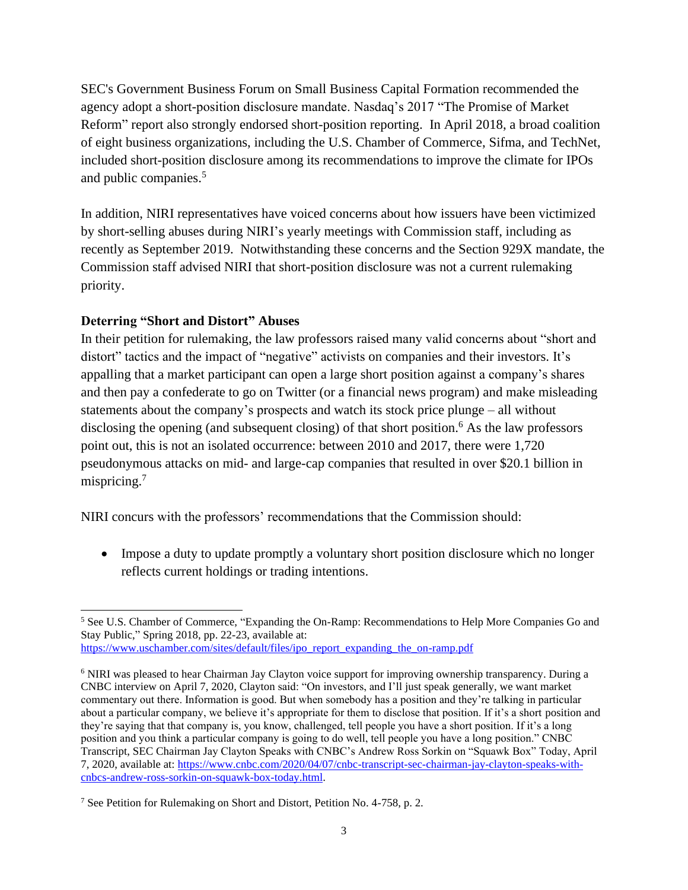SEC's Government Business Forum on Small Business Capital Formation recommended the agency adopt a short-position disclosure mandate. Nasdaq's 2017 "The Promise of Market Reform" report also strongly endorsed short-position reporting. In April 2018, a broad coalition of eight business organizations, including the U.S. Chamber of Commerce, Sifma, and TechNet, included short-position disclosure among its recommendations to improve the climate for IPOs and public companies.[5]

In addition, NIRI representatives have voiced concerns about how issuers have been victimized by short-selling abuses during NIRI's yearly meetings with Commission staff, including as recently as September 2019. Notwithstanding these concerns and the Section 929X mandate, the Commission staff advised NIRI that short-position disclosure was not a current rulemaking priority.

**Deterring "Short and Distort" Abuses**

In their petition for rulemaking, the law professors raised many valid concerns about "short and distort" tactics and the impact of "negative" activists on companies and their investors. It's appalling that a market participant can open a large short position against a company's shares and then pay a confederate to go on Twitter (or a financial news program) and make misleading statements about the company's prospects and watch its stock price plunge – all without disclosing the opening (and subsequent closing) of that short position.[6] As the law professors point out, this is not an isolated occurrence: between 2010 and 2017, there were 1,720 pseudonymous attacks on mid- and large-cap companies that resulted in over $20.1 billion in mispricing.[7]

NIRI concurs with the professors' recommendations that the Commission should:

- Impose a duty to update promptly a voluntary short position disclosure which no longer reflects current holdings or trading intentions.

---

[5] See U.S. Chamber of Commerce, "Expanding the On-Ramp: Recommendations to Help More Companies Go and Stay Public," Spring 2018, pp. 22-23, available at: https://www.uschamber.com/sites/default/files/ipo_report_expanding_the_on-ramp.pdf

[6] NIRI was pleased to hear Chairman Jay Clayton voice support for improving ownership transparency. During a CNBC interview on April 7, 2020, Clayton said: "On investors, and I'll just speak generally, we want market commentary out there. Information is good. But when somebody has a position and they're talking in particular about a particular company, we believe it's appropriate for them to disclose that position. If it's a short position and they're saying that that company is, you know, challenged, tell people you have a short position. If it's a long position and you think a particular company is going to do well, tell people you have a long position." CNBC Transcript, SEC Chairman Jay Clayton Speaks with CNBC's Andrew Ross Sorkin on "Squawk Box" Today, April 7, 2020, available at: https://www.cnbc.com/2020/04/07/cnbc-transcript-sec-chairman-jay-clayton-speaks-with-cnbcs-andrew-ross-sorkin-on-squawk-box-today.html.

[7] See Petition for Rulemaking on Short and Distort, Petition No. 4-758, p. 2.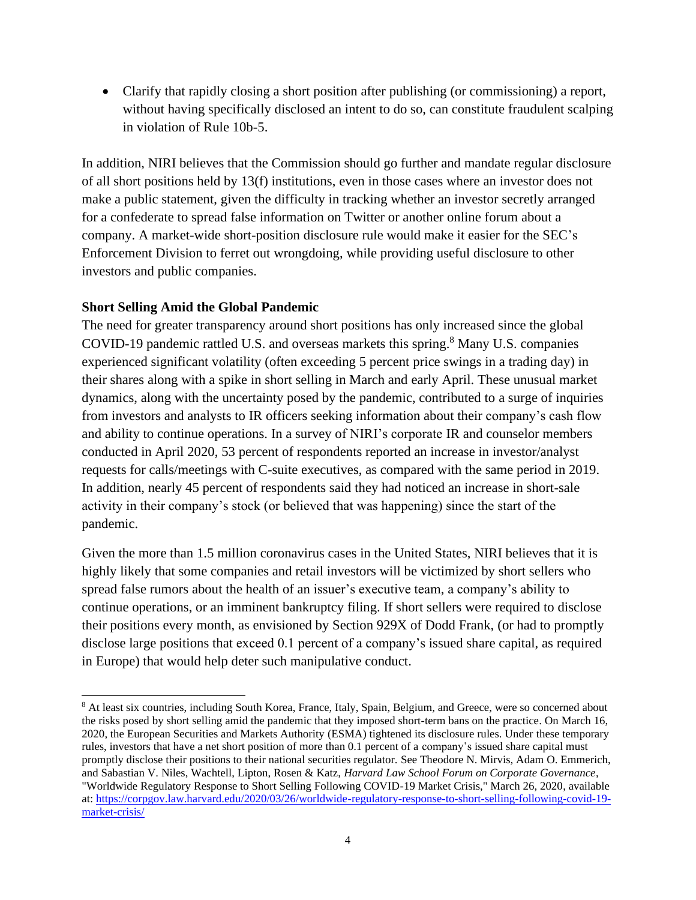- Clarify that rapidly closing a short position after publishing (or commissioning) a report, without having specifically disclosed an intent to do so, can constitute fraudulent scalping in violation of Rule 10b-5.

In addition, NIRI believes that the Commission should go further and mandate regular disclosure of all short positions held by 13(f) institutions, even in those cases where an investor does not make a public statement, given the difficulty in tracking whether an investor secretly arranged for a confederate to spread false information on Twitter or another online forum about a company. A market-wide short-position disclosure rule would make it easier for the SEC's Enforcement Division to ferret out wrongdoing, while providing useful disclosure to other investors and public companies.

**Short Selling Amid the Global Pandemic**

The need for greater transparency around short positions has only increased since the global COVID-19 pandemic rattled U.S. and overseas markets this spring.[8] Many U.S. companies experienced significant volatility (often exceeding 5 percent price swings in a trading day) in their shares along with a spike in short selling in March and early April. These unusual market dynamics, along with the uncertainty posed by the pandemic, contributed to a surge of inquiries from investors and analysts to IR officers seeking information about their company's cash flow and ability to continue operations. In a survey of NIRI's corporate IR and counselor members conducted in April 2020, 53 percent of respondents reported an increase in investor/analyst requests for calls/meetings with C-suite executives, as compared with the same period in 2019. In addition, nearly 45 percent of respondents said they had noticed an increase in short-sale activity in their company's stock (or believed that was happening) since the start of the pandemic.

Given the more than 1.5 million coronavirus cases in the United States, NIRI believes that it is highly likely that some companies and retail investors will be victimized by short sellers who spread false rumors about the health of an issuer's executive team, a company's ability to continue operations, or an imminent bankruptcy filing. If short sellers were required to disclose their positions every month, as envisioned by Section 929X of Dodd Frank, (or had to promptly disclose large positions that exceed 0.1 percent of a company's issued share capital, as required in Europe) that would help deter such manipulative conduct.

---

[8] At least six countries, including South Korea, France, Italy, Spain, Belgium, and Greece, were so concerned about the risks posed by short selling amid the pandemic that they imposed short-term bans on the practice. On March 16, 2020, the European Securities and Markets Authority (ESMA) tightened its disclosure rules. Under these temporary rules, investors that have a net short position of more than 0.1 percent of a company's issued share capital must promptly disclose their positions to their national securities regulator. See Theodore N. Mirvis, Adam O. Emmerich, and Sabastian V. Niles, Wachtell, Lipton, Rosen & Katz, *Harvard Law School Forum on Corporate Governance*, "Worldwide Regulatory Response to Short Selling Following COVID-19 Market Crisis," March 26, 2020, available at: https://corpgov.law.harvard.edu/2020/03/26/worldwide-regulatory-response-to-short-selling-following-covid-19-market-crisis/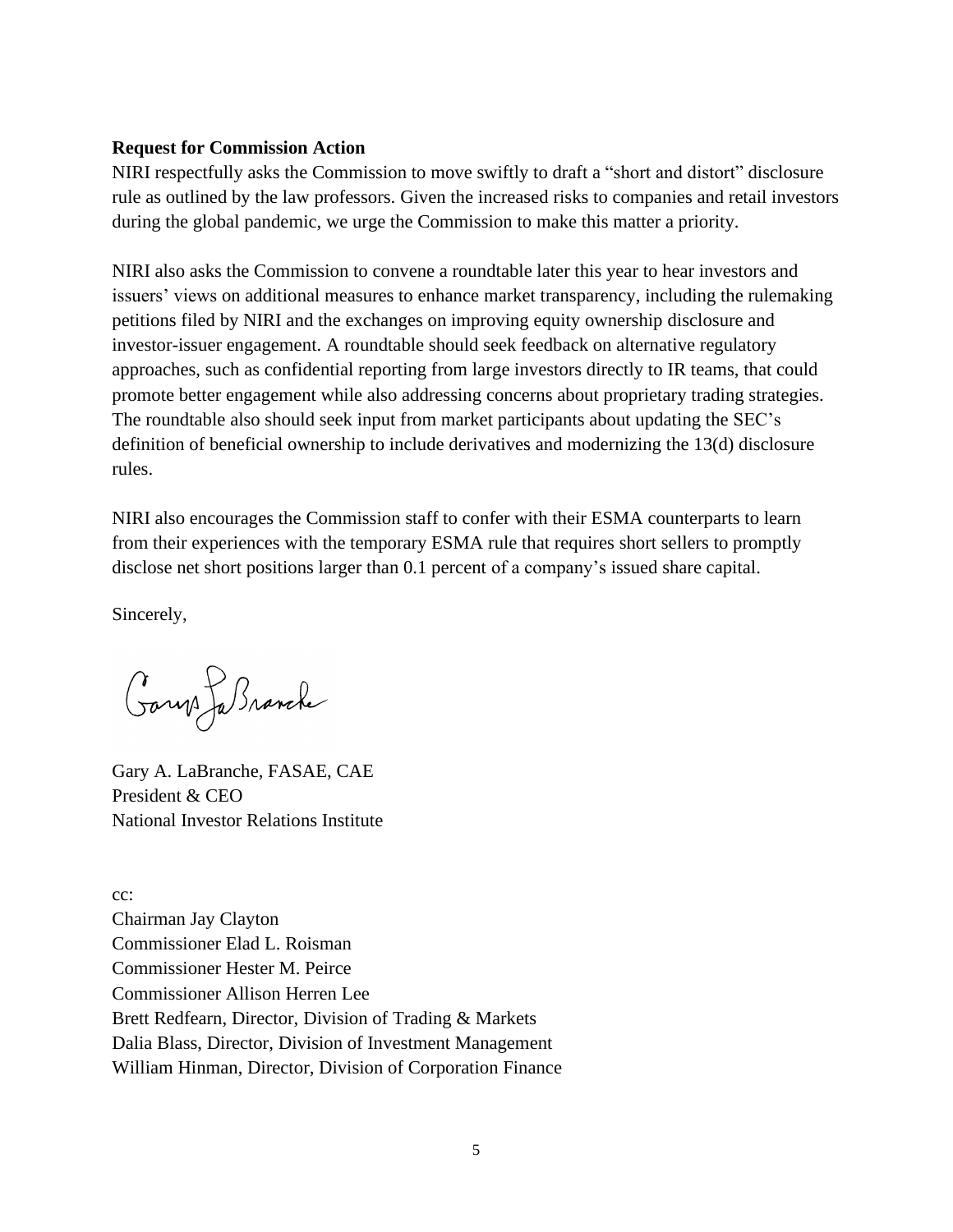**Request for Commission Action**

NIRI respectfully asks the Commission to move swiftly to draft a "short and distort" disclosure rule as outlined by the law professors. Given the increased risks to companies and retail investors during the global pandemic, we urge the Commission to make this matter a priority.

NIRI also asks the Commission to convene a roundtable later this year to hear investors and issuers' views on additional measures to enhance market transparency, including the rulemaking petitions filed by NIRI and the exchanges on improving equity ownership disclosure and investor-issuer engagement. A roundtable should seek feedback on alternative regulatory approaches, such as confidential reporting from large investors directly to IR teams, that could promote better engagement while also addressing concerns about proprietary trading strategies. The roundtable also should seek input from market participants about updating the SEC's definition of beneficial ownership to include derivatives and modernizing the 13(d) disclosure rules.

NIRI also encourages the Commission staff to confer with their ESMA counterparts to learn from their experiences with the temporary ESMA rule that requires short sellers to promptly disclose net short positions larger than 0.1 percent of a company's issued share capital.

Sincerely,

Gary A. LaBranche, FASAE, CAE
President & CEO
National Investor Relations Institute

cc:
Chairman Jay Clayton
Commissioner Elad L. Roisman
Commissioner Hester M. Peirce
Commissioner Allison Herren Lee
Brett Redfearn, Director, Division of Trading & Markets
Dalia Blass, Director, Division of Investment Management
William Hinman, Director, Division of Corporation Finance